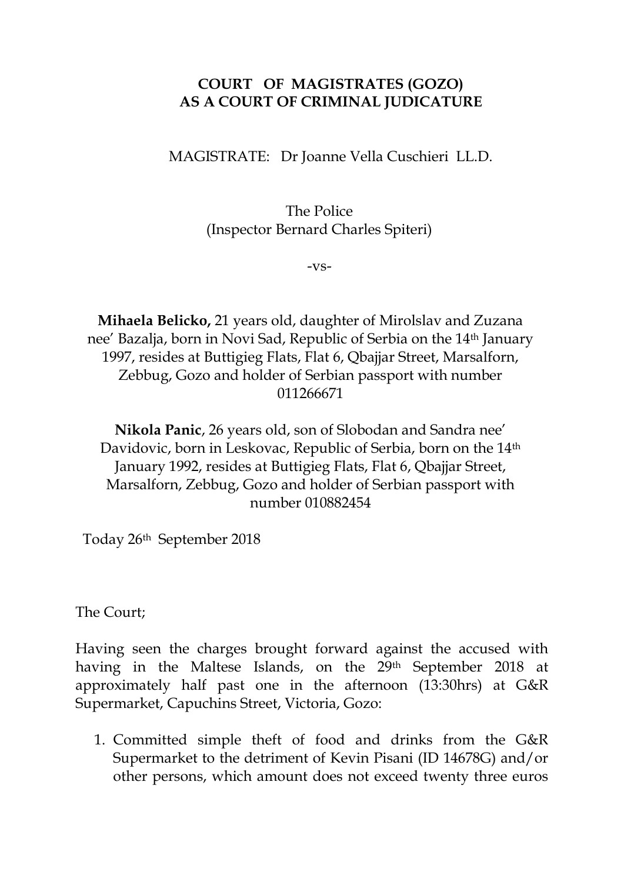**COURT OF MAGISTRATES (GOZO)**
**AS A COURT OF CRIMINAL JUDICATURE**

MAGISTRATE: Dr Joanne Vella Cuschieri LL.D.

The Police
(Inspector Bernard Charles Spiteri)

-vs-

**Mihaela Belicko,** 21 years old, daughter of Mirolslav and Zuzana nee' Bazalja, born in Novi Sad, Republic of Serbia on the 14th January 1997, resides at Buttigieg Flats, Flat 6, Qbajjar Street, Marsalforn, Zebbug, Gozo and holder of Serbian passport with number 011266671

**Nikola Panic**, 26 years old, son of Slobodan and Sandra nee' Davidovic, born in Leskovac, Republic of Serbia, born on the 14th January 1992, resides at Buttigieg Flats, Flat 6, Qbajjar Street, Marsalforn, Zebbug, Gozo and holder of Serbian passport with number 010882454

Today 26th September 2018

The Court;

Having seen the charges brought forward against the accused with having in the Maltese Islands, on the 29th September 2018 at approximately half past one in the afternoon (13:30hrs) at G&R Supermarket, Capuchins Street, Victoria, Gozo:

1. Committed simple theft of food and drinks from the G&R Supermarket to the detriment of Kevin Pisani (ID 14678G) and/or other persons, which amount does not exceed twenty three euros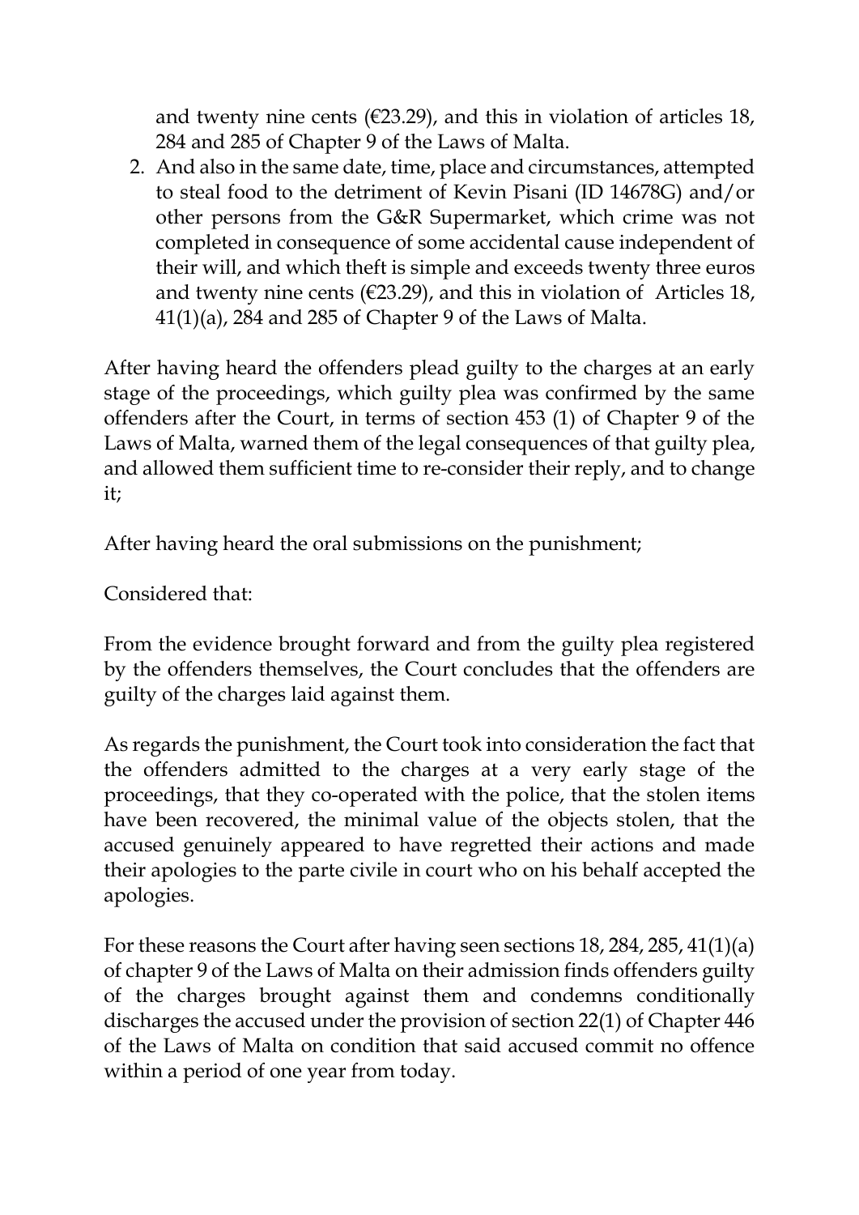and twenty nine cents (€23.29), and this in violation of articles 18, 284 and 285 of Chapter 9 of the Laws of Malta.

2. And also in the same date, time, place and circumstances, attempted to steal food to the detriment of Kevin Pisani (ID 14678G) and/or other persons from the G&R Supermarket, which crime was not completed in consequence of some accidental cause independent of their will, and which theft is simple and exceeds twenty three euros and twenty nine cents (€23.29), and this in violation of Articles 18, 41(1)(a), 284 and 285 of Chapter 9 of the Laws of Malta.

After having heard the offenders plead guilty to the charges at an early stage of the proceedings, which guilty plea was confirmed by the same offenders after the Court, in terms of section 453 (1) of Chapter 9 of the Laws of Malta, warned them of the legal consequences of that guilty plea, and allowed them sufficient time to re-consider their reply, and to change it;

After having heard the oral submissions on the punishment;

Considered that:

From the evidence brought forward and from the guilty plea registered by the offenders themselves, the Court concludes that the offenders are guilty of the charges laid against them.

As regards the punishment, the Court took into consideration the fact that the offenders admitted to the charges at a very early stage of the proceedings, that they co-operated with the police, that the stolen items have been recovered, the minimal value of the objects stolen, that the accused genuinely appeared to have regretted their actions and made their apologies to the parte civile in court who on his behalf accepted the apologies.

For these reasons the Court after having seen sections 18, 284, 285, 41(1)(a) of chapter 9 of the Laws of Malta on their admission finds offenders guilty of the charges brought against them and condemns conditionally discharges the accused under the provision of section 22(1) of Chapter 446 of the Laws of Malta on condition that said accused commit no offence within a period of one year from today.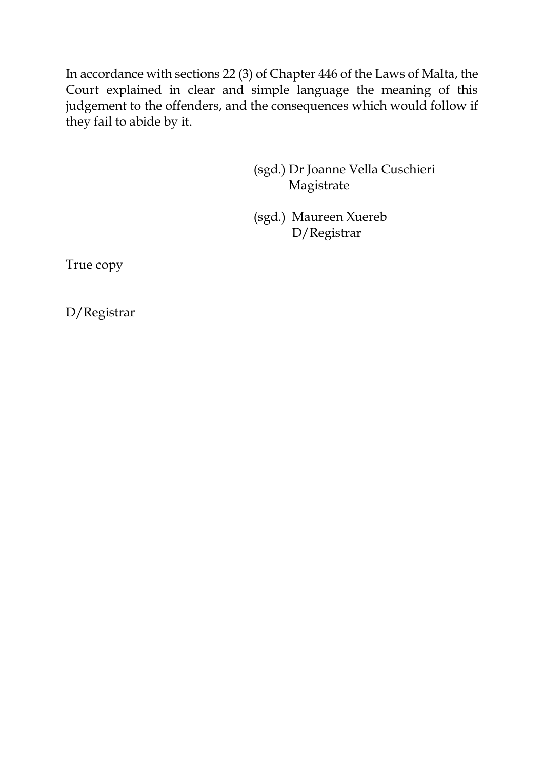In accordance with sections 22 (3) of Chapter 446 of the Laws of Malta, the Court explained in clear and simple language the meaning of this judgement to the offenders, and the consequences which would follow if they fail to abide by it.

(sgd.) Dr Joanne Vella Cuschieri
Magistrate

(sgd.) Maureen Xuereb
D/Registrar

True copy

D/Registrar